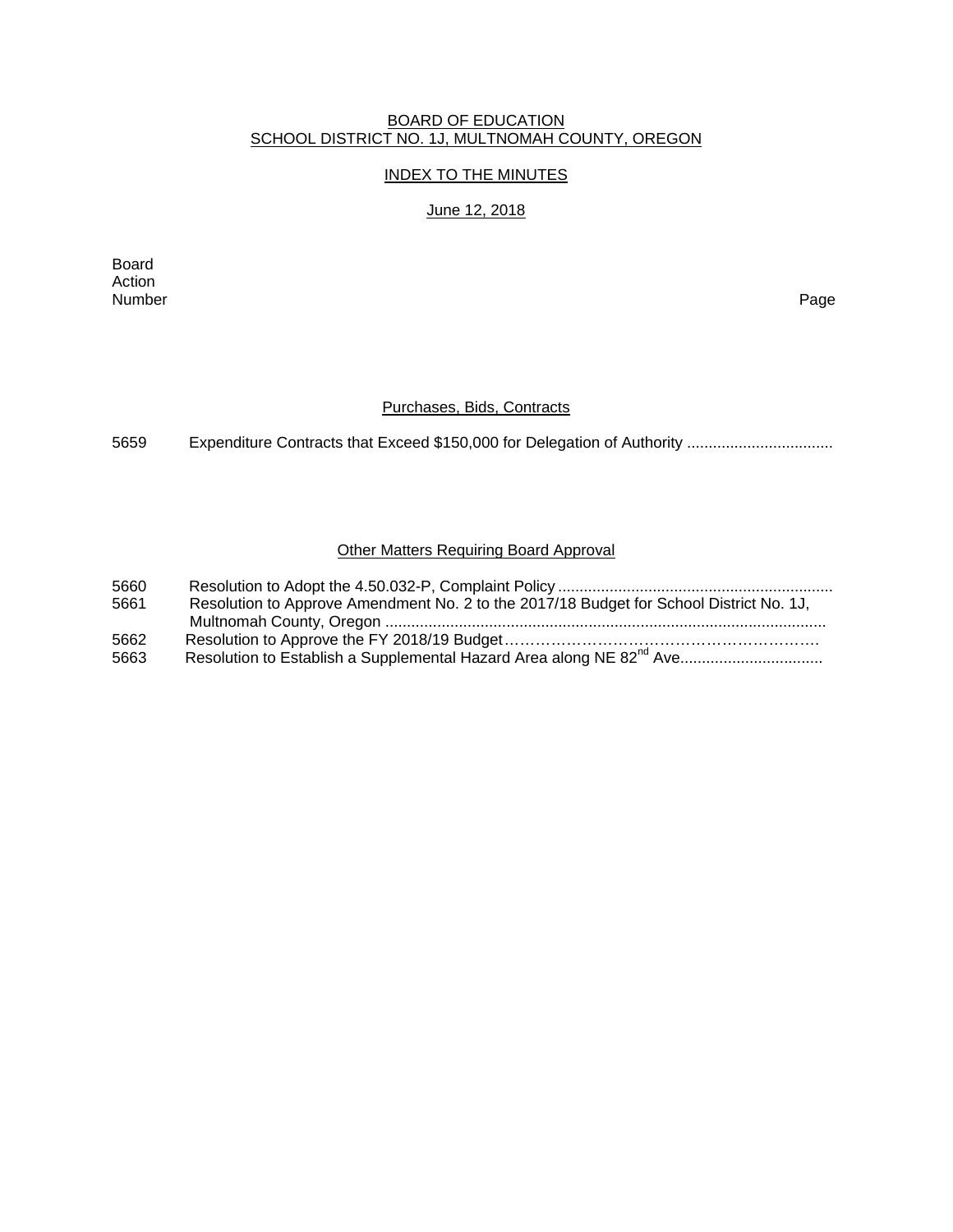# BOARD OF EDUCATION
## SCHOOL DISTRICT NO. 1J, MULTNOMAH COUNTY, OREGON

### INDEX TO THE MINUTES

June 12, 2018

Board Action Number — Page

### Purchases, Bids, Contracts

5659 Expenditure Contracts that Exceed $150,000 for Delegation of Authority ..................................

### Other Matters Requiring Board Approval

5660 Resolution to Adopt the 4.50.032-P, Complaint Policy ................................................................

5661 Resolution to Approve Amendment No. 2 to the 2017/18 Budget for School District No. 1J, Multnomah County, Oregon ......................................................................................................

5662 Resolution to Approve the FY 2018/19 Budget………………………………………………………

5663 Resolution to Establish a Supplemental Hazard Area along NE 82nd Ave.................................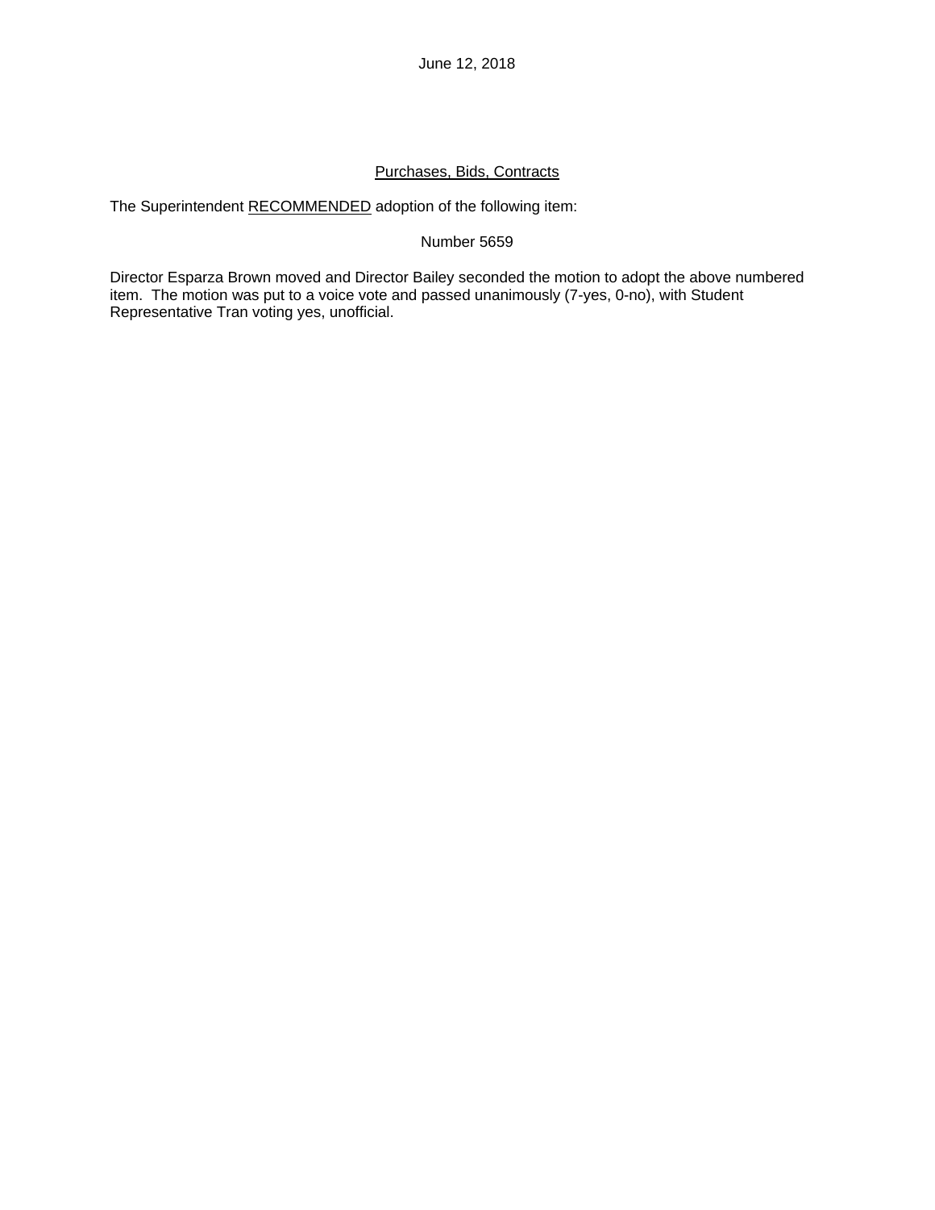June 12, 2018

<u>Purchases, Bids, Contracts</u>

The Superintendent <u>RECOMMENDED</u> adoption of the following item:

Number 5659

Director Esparza Brown moved and Director Bailey seconded the motion to adopt the above numbered item. The motion was put to a voice vote and passed unanimously (7-yes, 0-no), with Student Representative Tran voting yes, unofficial.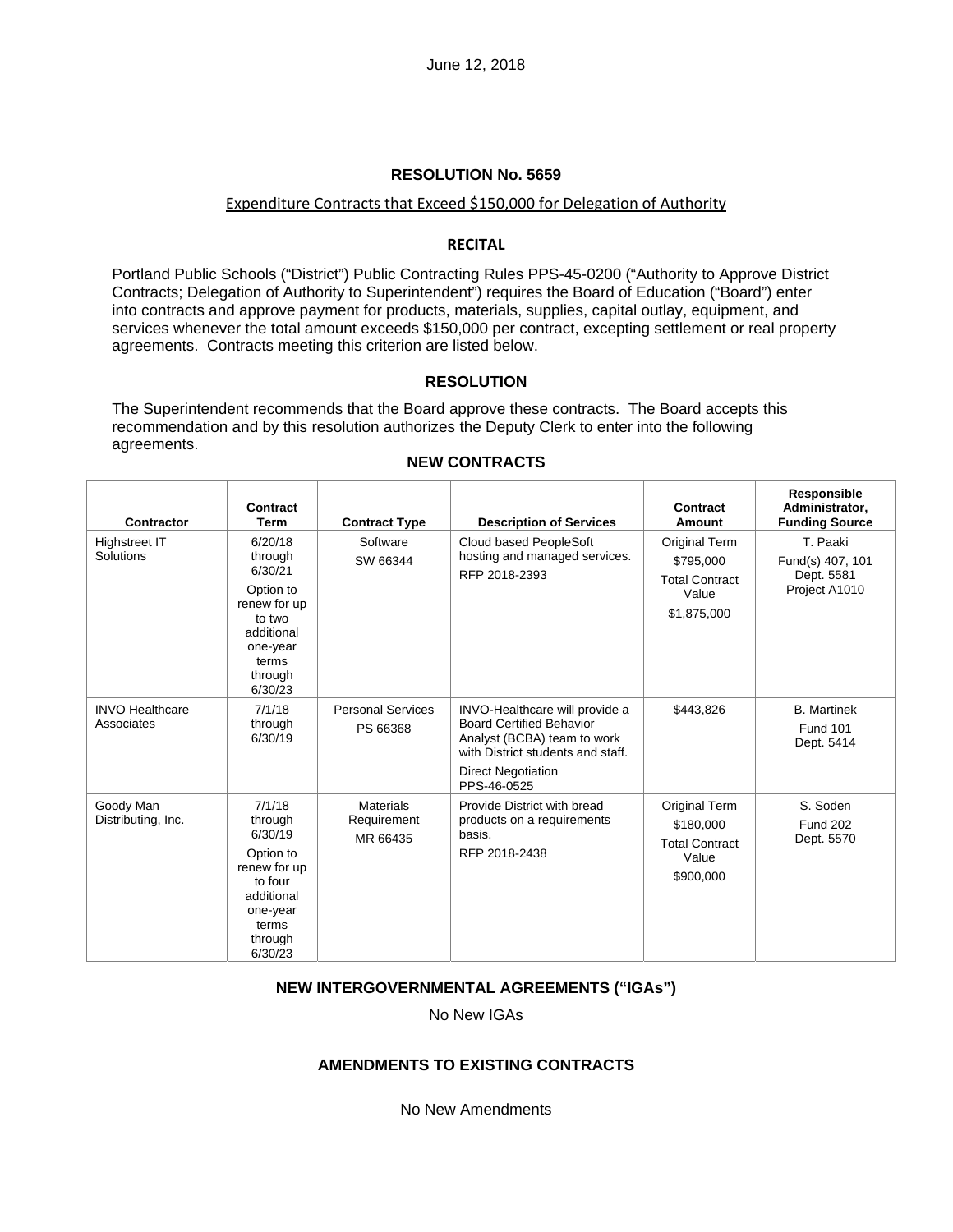June 12, 2018

### RESOLUTION No. 5659

Expenditure Contracts that Exceed $150,000 for Delegation of Authority

#### RECITAL

Portland Public Schools ("District") Public Contracting Rules PPS-45-0200 ("Authority to Approve District Contracts; Delegation of Authority to Superintendent") requires the Board of Education ("Board") enter into contracts and approve payment for products, materials, supplies, capital outlay, equipment, and services whenever the total amount exceeds $150,000 per contract, excepting settlement or real property agreements. Contracts meeting this criterion are listed below.

#### RESOLUTION

The Superintendent recommends that the Board approve these contracts. The Board accepts this recommendation and by this resolution authorizes the Deputy Clerk to enter into the following agreements.

#### NEW CONTRACTS

| Contractor | Contract Term | Contract Type | Description of Services | Contract Amount | Responsible Administrator, Funding Source |
|---|---|---|---|---|---|
| Highstreet IT Solutions | 6/20/18 through 6/30/21<br>Option to renew for up to two additional one-year terms through 6/30/23 | Software<br>SW 66344 | Cloud based PeopleSoft hosting and managed services.<br>RFP 2018-2393 | Original Term<br>$795,000<br>Total Contract Value<br>$1,875,000 | T. Paaki<br>Fund(s) 407, 101<br>Dept. 5581<br>Project A1010 |
| INVO Healthcare Associates | 7/1/18 through 6/30/19 | Personal Services<br>PS 66368 | INVO-Healthcare will provide a Board Certified Behavior Analyst (BCBA) team to work with District students and staff.<br>Direct Negotiation PPS-46-0525 | $443,826 | B. Martinek<br>Fund 101<br>Dept. 5414 |
| Goody Man Distributing, Inc. | 7/1/18 through 6/30/19<br>Option to renew for up to four additional one-year terms through 6/30/23 | Materials Requirement<br>MR 66435 | Provide District with bread products on a requirements basis.<br>RFP 2018-2438 | Original Term<br>$180,000<br>Total Contract Value<br>$900,000 | S. Soden<br>Fund 202<br>Dept. 5570 |

#### NEW INTERGOVERNMENTAL AGREEMENTS ("IGAs")

No New IGAs

#### AMENDMENTS TO EXISTING CONTRACTS

No New Amendments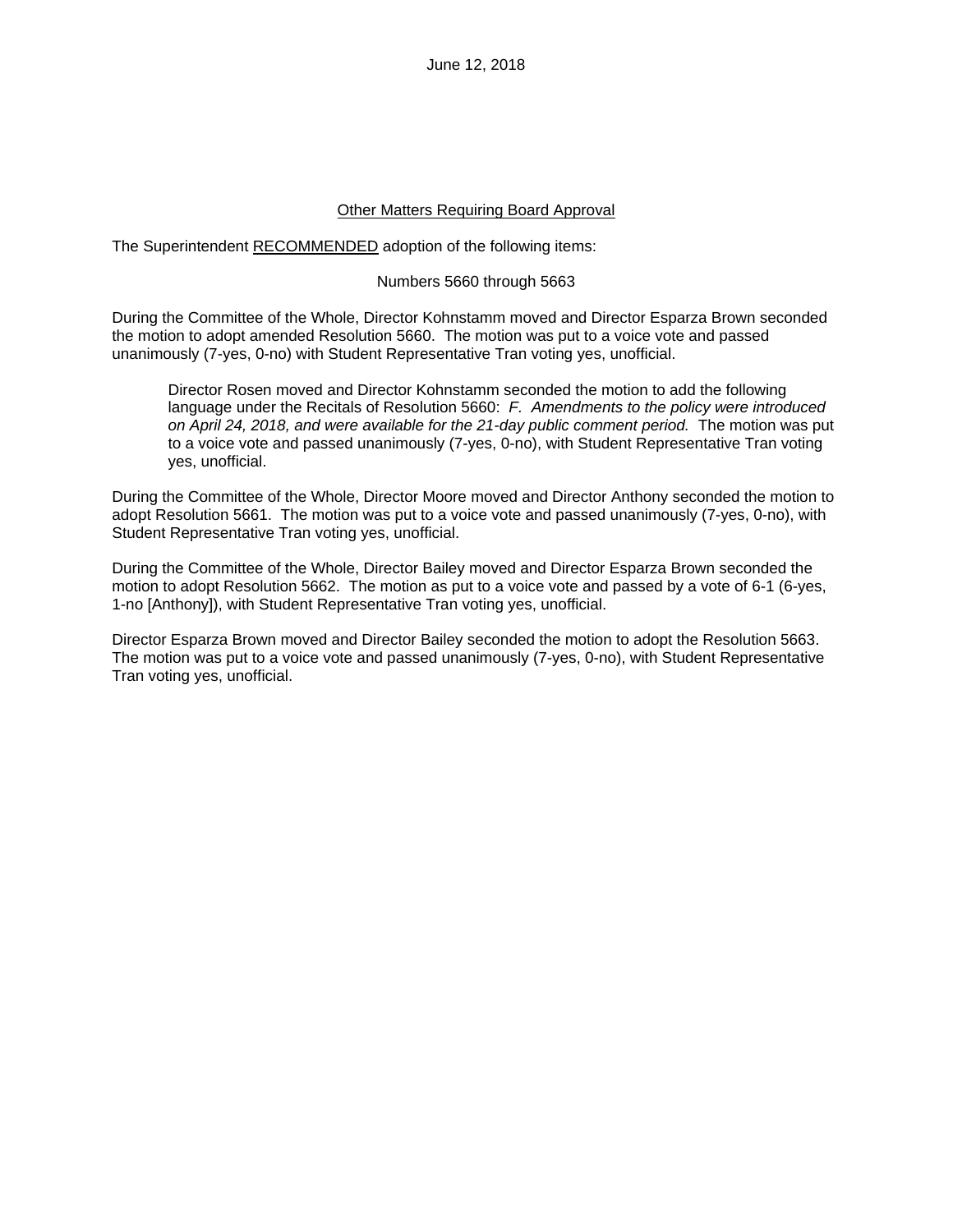June 12, 2018

Other Matters Requiring Board Approval

The Superintendent RECOMMENDED adoption of the following items:

Numbers 5660 through 5663

During the Committee of the Whole, Director Kohnstamm moved and Director Esparza Brown seconded the motion to adopt amended Resolution 5660. The motion was put to a voice vote and passed unanimously (7-yes, 0-no) with Student Representative Tran voting yes, unofficial.

> Director Rosen moved and Director Kohnstamm seconded the motion to add the following language under the Recitals of Resolution 5660: *F. Amendments to the policy were introduced on April 24, 2018, and were available for the 21-day public comment period.* The motion was put to a voice vote and passed unanimously (7-yes, 0-no), with Student Representative Tran voting yes, unofficial.

During the Committee of the Whole, Director Moore moved and Director Anthony seconded the motion to adopt Resolution 5661. The motion was put to a voice vote and passed unanimously (7-yes, 0-no), with Student Representative Tran voting yes, unofficial.

During the Committee of the Whole, Director Bailey moved and Director Esparza Brown seconded the motion to adopt Resolution 5662. The motion as put to a voice vote and passed by a vote of 6-1 (6-yes, 1-no [Anthony]), with Student Representative Tran voting yes, unofficial.

Director Esparza Brown moved and Director Bailey seconded the motion to adopt the Resolution 5663. The motion was put to a voice vote and passed unanimously (7-yes, 0-no), with Student Representative Tran voting yes, unofficial.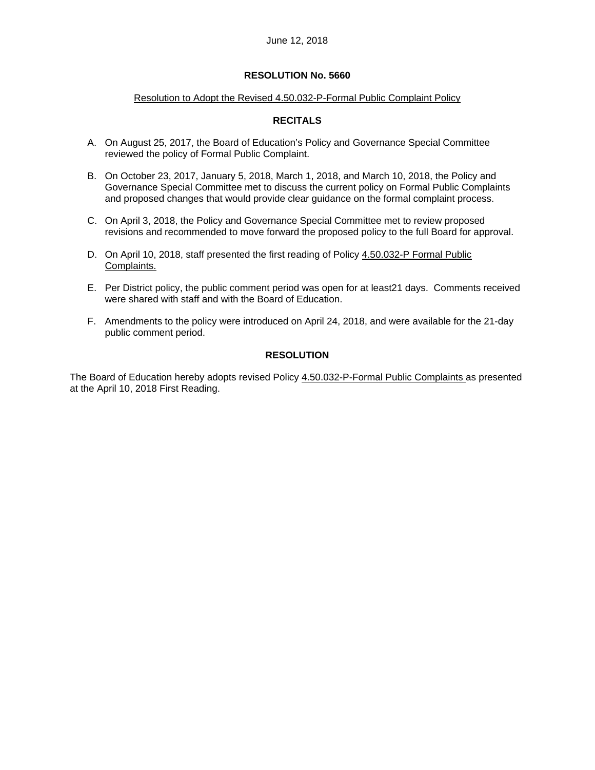June 12, 2018

**RESOLUTION No. 5660**

Resolution to Adopt the Revised 4.50.032-P-Formal Public Complaint Policy

**RECITALS**

A. On August 25, 2017, the Board of Education's Policy and Governance Special Committee reviewed the policy of Formal Public Complaint.

B. On October 23, 2017, January 5, 2018, March 1, 2018, and March 10, 2018, the Policy and Governance Special Committee met to discuss the current policy on Formal Public Complaints and proposed changes that would provide clear guidance on the formal complaint process.

C. On April 3, 2018, the Policy and Governance Special Committee met to review proposed revisions and recommended to move forward the proposed policy to the full Board for approval.

D. On April 10, 2018, staff presented the first reading of Policy 4.50.032-P Formal Public Complaints.

E. Per District policy, the public comment period was open for at least21 days. Comments received were shared with staff and with the Board of Education.

F. Amendments to the policy were introduced on April 24, 2018, and were available for the 21-day public comment period.

**RESOLUTION**

The Board of Education hereby adopts revised Policy 4.50.032-P-Formal Public Complaints as presented at the April 10, 2018 First Reading.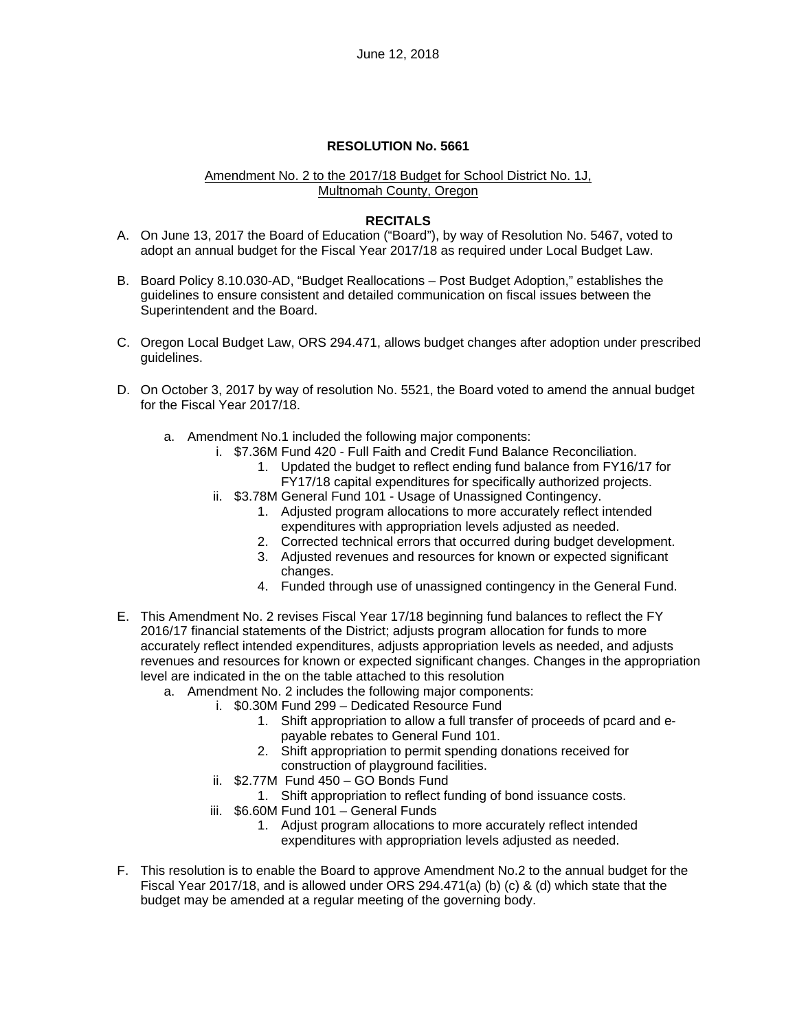June 12, 2018

**RESOLUTION No. 5661**

Amendment No. 2 to the 2017/18 Budget for School District No. 1J, Multnomah County, Oregon

**RECITALS**

A. On June 13, 2017 the Board of Education ("Board"), by way of Resolution No. 5467, voted to adopt an annual budget for the Fiscal Year 2017/18 as required under Local Budget Law.

B. Board Policy 8.10.030-AD, "Budget Reallocations – Post Budget Adoption," establishes the guidelines to ensure consistent and detailed communication on fiscal issues between the Superintendent and the Board.

C. Oregon Local Budget Law, ORS 294.471, allows budget changes after adoption under prescribed guidelines.

D. On October 3, 2017 by way of resolution No. 5521, the Board voted to amend the annual budget for the Fiscal Year 2017/18.

   a. Amendment No.1 included the following major components:
      i. $7.36M Fund 420 - Full Faith and Credit Fund Balance Reconciliation.
         1. Updated the budget to reflect ending fund balance from FY16/17 for FY17/18 capital expenditures for specifically authorized projects.
      ii. $3.78M General Fund 101 - Usage of Unassigned Contingency.
         1. Adjusted program allocations to more accurately reflect intended expenditures with appropriation levels adjusted as needed.
         2. Corrected technical errors that occurred during budget development.
         3. Adjusted revenues and resources for known or expected significant changes.
         4. Funded through use of unassigned contingency in the General Fund.

E. This Amendment No. 2 revises Fiscal Year 17/18 beginning fund balances to reflect the FY 2016/17 financial statements of the District; adjusts program allocation for funds to more accurately reflect intended expenditures, adjusts appropriation levels as needed, and adjusts revenues and resources for known or expected significant changes. Changes in the appropriation level are indicated in the on the table attached to this resolution

   a. Amendment No. 2 includes the following major components:
      i. $0.30M Fund 299 – Dedicated Resource Fund
         1. Shift appropriation to allow a full transfer of proceeds of pcard and e-payable rebates to General Fund 101.
         2. Shift appropriation to permit spending donations received for construction of playground facilities.
      ii. $2.77M Fund 450 – GO Bonds Fund
         1. Shift appropriation to reflect funding of bond issuance costs.
      iii. $6.60M Fund 101 – General Funds
         1. Adjust program allocations to more accurately reflect intended expenditures with appropriation levels adjusted as needed.

F. This resolution is to enable the Board to approve Amendment No.2 to the annual budget for the Fiscal Year 2017/18, and is allowed under ORS 294.471(a) (b) (c) & (d) which state that the budget may be amended at a regular meeting of the governing body.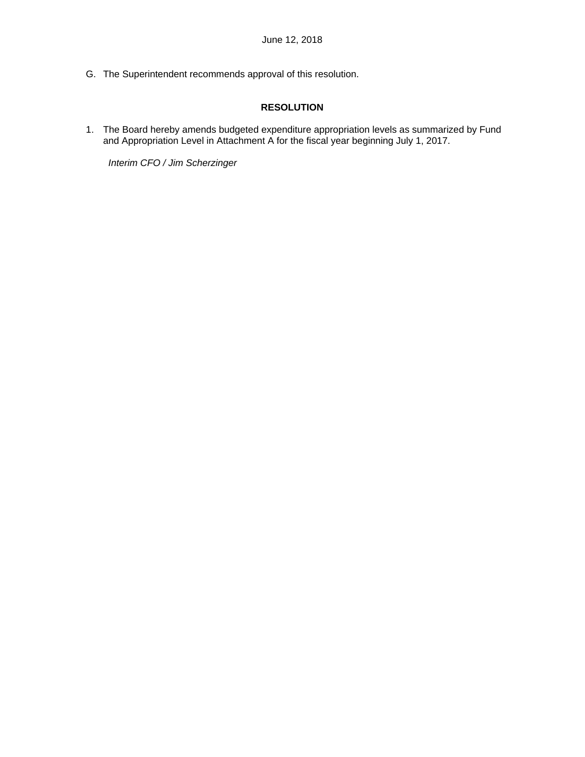G. The Superintendent recommends approval of this resolution.

**RESOLUTION**

1. The Board hereby amends budgeted expenditure appropriation levels as summarized by Fund and Appropriation Level in Attachment A for the fiscal year beginning July 1, 2017.

*Interim CFO / Jim Scherzinger*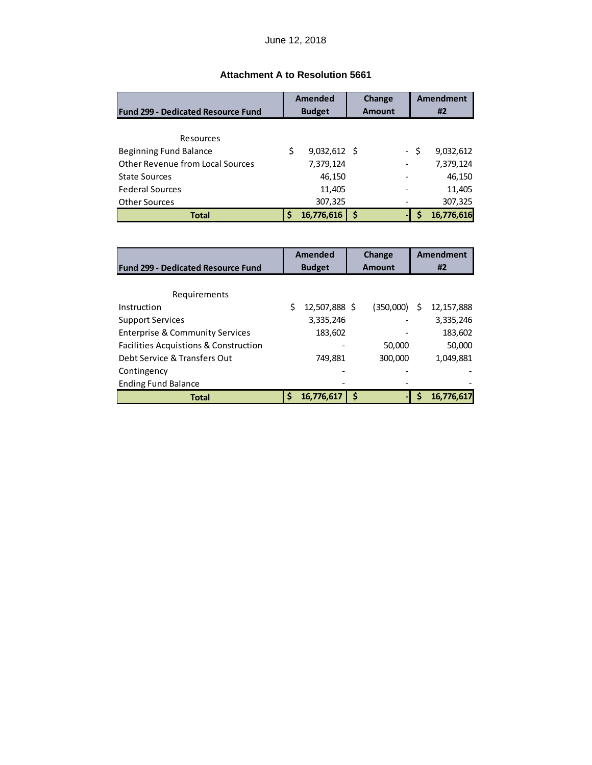June 12, 2018

### Attachment A to Resolution 5661

| Fund 299 - Dedicated Resource Fund | Amended Budget | Change Amount | Amendment #2 |
|---|---|---|---|
| Resources | | | |
| Beginning Fund Balance | $ 9,032,612 | $ - | $ 9,032,612 |
| Other Revenue from Local Sources | 7,379,124 | - | 7,379,124 |
| State Sources | 46,150 | - | 46,150 |
| Federal Sources | 11,405 | - | 11,405 |
| Other Sources | 307,325 | - | 307,325 |
| **Total** | **$ 16,776,616** | **$ -** | **$ 16,776,616** |

| Fund 299 - Dedicated Resource Fund | Amended Budget | Change Amount | Amendment #2 |
|---|---|---|---|
| Requirements | | | |
| Instruction | $ 12,507,888 | $ (350,000) | $ 12,157,888 |
| Support Services | 3,335,246 | - | 3,335,246 |
| Enterprise & Community Services | 183,602 | - | 183,602 |
| Facilities Acquistions & Construction | - | 50,000 | 50,000 |
| Debt Service & Transfers Out | 749,881 | 300,000 | 1,049,881 |
| Contingency | - | - | - |
| Ending Fund Balance | - | - | - |
| **Total** | **$ 16,776,617** | **$ -** | **$ 16,776,617** |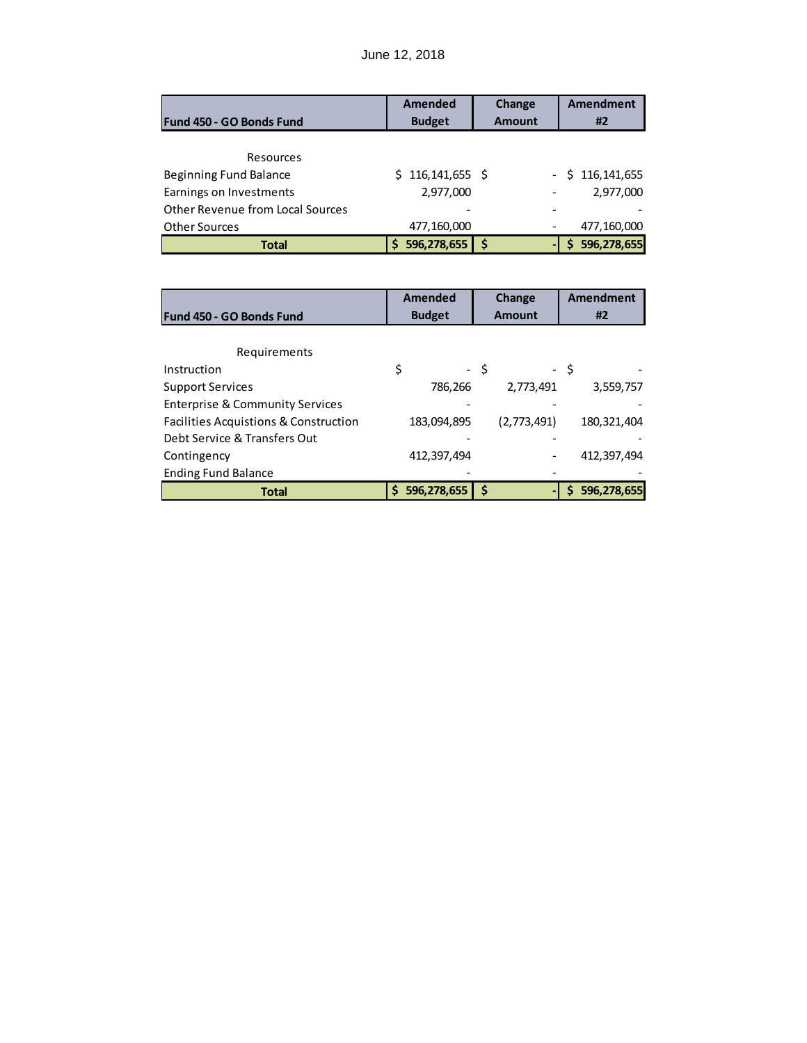June 12, 2018

| Fund 450 - GO Bonds Fund | Amended Budget | Change Amount | Amendment #2 |
|---|---|---|---|
| Resources | | | |
| Beginning Fund Balance | $ 116,141,655 | $ - | $ 116,141,655 |
| Earnings on Investments | 2,977,000 | - | 2,977,000 |
| Other Revenue from Local Sources | - | - | - |
| Other Sources | 477,160,000 | - | 477,160,000 |
| **Total** | **$ 596,278,655** | **$ -** | **$ 596,278,655** |

| Fund 450 - GO Bonds Fund | Amended Budget | Change Amount | Amendment #2 |
|---|---|---|---|
| Requirements | | | |
| Instruction | $ - | $ - | $ - |
| Support Services | 786,266 | 2,773,491 | 3,559,757 |
| Enterprise & Community Services | - | - | - |
| Facilities Acquistions & Construction | 183,094,895 | (2,773,491) | 180,321,404 |
| Debt Service & Transfers Out | - | - | - |
| Contingency | 412,397,494 | - | 412,397,494 |
| Ending Fund Balance | - | - | - |
| **Total** | **$ 596,278,655** | **$ -** | **$ 596,278,655** |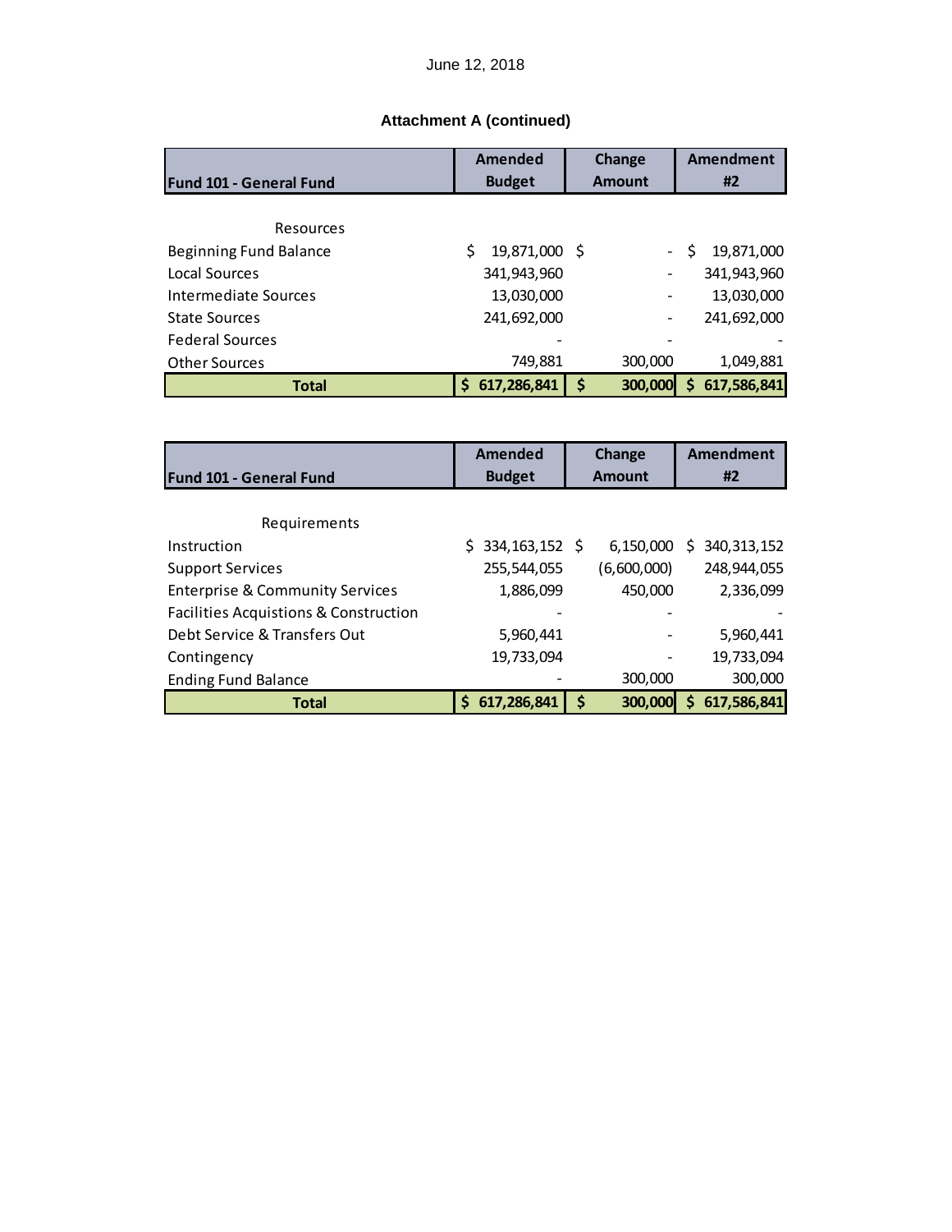June 12, 2018

### Attachment A (continued)

| Fund 101 - General Fund | Amended Budget | Change Amount | Amendment #2 |
|---|---|---|---|
| Resources | | | |
| Beginning Fund Balance | $ 19,871,000 | $ - | $ 19,871,000 |
| Local Sources | 341,943,960 | - | 341,943,960 |
| Intermediate Sources | 13,030,000 | - | 13,030,000 |
| State Sources | 241,692,000 | - | 241,692,000 |
| Federal Sources | - | - | - |
| Other Sources | 749,881 | 300,000 | 1,049,881 |
| **Total** | **$ 617,286,841** | **$ 300,000** | **$ 617,586,841** |

| Fund 101 - General Fund | Amended Budget | Change Amount | Amendment #2 |
|---|---|---|---|
| Requirements | | | |
| Instruction | $ 334,163,152 | $ 6,150,000 | $ 340,313,152 |
| Support Services | 255,544,055 | (6,600,000) | 248,944,055 |
| Enterprise & Community Services | 1,886,099 | 450,000 | 2,336,099 |
| Facilities Acquistions & Construction | - | - | - |
| Debt Service & Transfers Out | 5,960,441 | - | 5,960,441 |
| Contingency | 19,733,094 | - | 19,733,094 |
| Ending Fund Balance | - | 300,000 | 300,000 |
| **Total** | **$ 617,286,841** | **$ 300,000** | **$ 617,586,841** |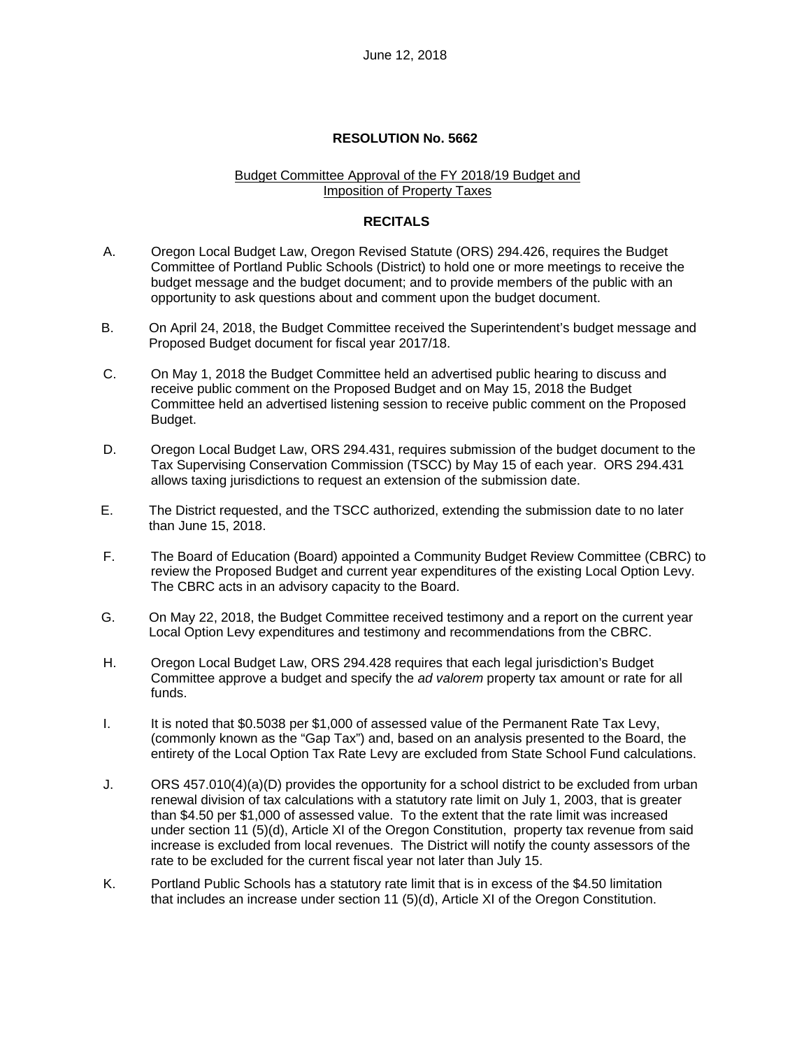June 12, 2018

**RESOLUTION No. 5662**

Budget Committee Approval of the FY 2018/19 Budget and Imposition of Property Taxes

**RECITALS**

A. Oregon Local Budget Law, Oregon Revised Statute (ORS) 294.426, requires the Budget Committee of Portland Public Schools (District) to hold one or more meetings to receive the budget message and the budget document; and to provide members of the public with an opportunity to ask questions about and comment upon the budget document.

B. On April 24, 2018, the Budget Committee received the Superintendent's budget message and Proposed Budget document for fiscal year 2017/18.

C. On May 1, 2018 the Budget Committee held an advertised public hearing to discuss and receive public comment on the Proposed Budget and on May 15, 2018 the Budget Committee held an advertised listening session to receive public comment on the Proposed Budget.

D. Oregon Local Budget Law, ORS 294.431, requires submission of the budget document to the Tax Supervising Conservation Commission (TSCC) by May 15 of each year. ORS 294.431 allows taxing jurisdictions to request an extension of the submission date.

E. The District requested, and the TSCC authorized, extending the submission date to no later than June 15, 2018.

F. The Board of Education (Board) appointed a Community Budget Review Committee (CBRC) to review the Proposed Budget and current year expenditures of the existing Local Option Levy. The CBRC acts in an advisory capacity to the Board.

G. On May 22, 2018, the Budget Committee received testimony and a report on the current year Local Option Levy expenditures and testimony and recommendations from the CBRC.

H. Oregon Local Budget Law, ORS 294.428 requires that each legal jurisdiction's Budget Committee approve a budget and specify the *ad valorem* property tax amount or rate for all funds.

I. It is noted that $0.5038 per $1,000 of assessed value of the Permanent Rate Tax Levy, (commonly known as the "Gap Tax") and, based on an analysis presented to the Board, the entirety of the Local Option Tax Rate Levy are excluded from State School Fund calculations.

J. ORS 457.010(4)(a)(D) provides the opportunity for a school district to be excluded from urban renewal division of tax calculations with a statutory rate limit on July 1, 2003, that is greater than $4.50 per $1,000 of assessed value. To the extent that the rate limit was increased under section 11 (5)(d), Article XI of the Oregon Constitution, property tax revenue from said increase is excluded from local revenues. The District will notify the county assessors of the rate to be excluded for the current fiscal year not later than July 15.

K. Portland Public Schools has a statutory rate limit that is in excess of the $4.50 limitation that includes an increase under section 11 (5)(d), Article XI of the Oregon Constitution.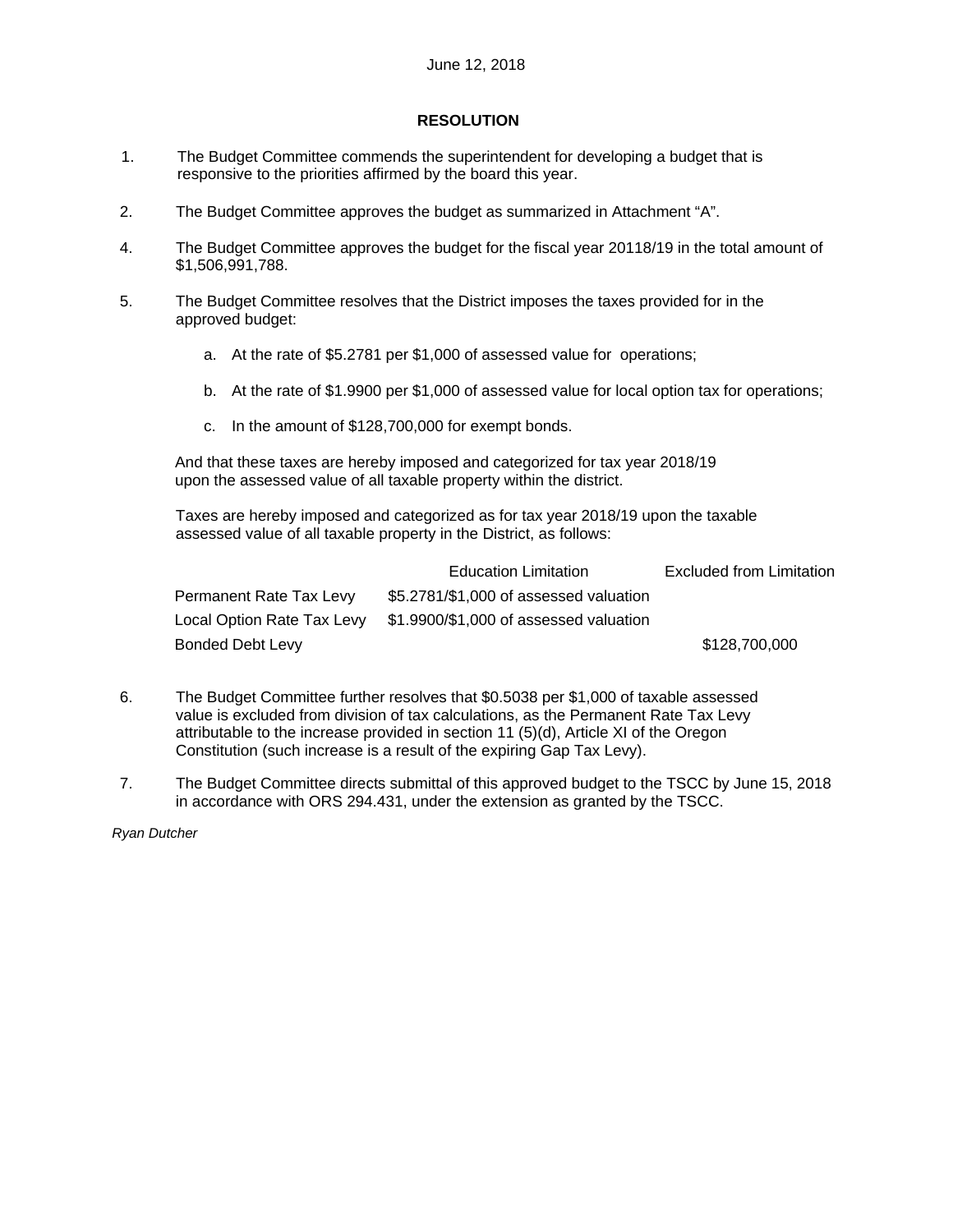June 12, 2018

**RESOLUTION**

1. The Budget Committee commends the superintendent for developing a budget that is responsive to the priorities affirmed by the board this year.

2. The Budget Committee approves the budget as summarized in Attachment "A".

4. The Budget Committee approves the budget for the fiscal year 20118/19 in the total amount of $1,506,991,788.

5. The Budget Committee resolves that the District imposes the taxes provided for in the approved budget:

   a. At the rate of $5.2781 per $1,000 of assessed value for operations;

   b. At the rate of $1.9900 per $1,000 of assessed value for local option tax for operations;

   c. In the amount of $128,700,000 for exempt bonds.

   And that these taxes are hereby imposed and categorized for tax year 2018/19 upon the assessed value of all taxable property within the district.

   Taxes are hereby imposed and categorized as for tax year 2018/19 upon the taxable assessed value of all taxable property in the District, as follows:

| | Education Limitation | Excluded from Limitation |
|---|---|---|
| Permanent Rate Tax Levy | $5.2781/$1,000 of assessed valuation | |
| Local Option Rate Tax Levy | $1.9900/$1,000 of assessed valuation | |
| Bonded Debt Levy | | $128,700,000 |

6. The Budget Committee further resolves that $0.5038 per $1,000 of taxable assessed value is excluded from division of tax calculations, as the Permanent Rate Tax Levy attributable to the increase provided in section 11 (5)(d), Article XI of the Oregon Constitution (such increase is a result of the expiring Gap Tax Levy).

7. The Budget Committee directs submittal of this approved budget to the TSCC by June 15, 2018 in accordance with ORS 294.431, under the extension as granted by the TSCC.

*Ryan Dutcher*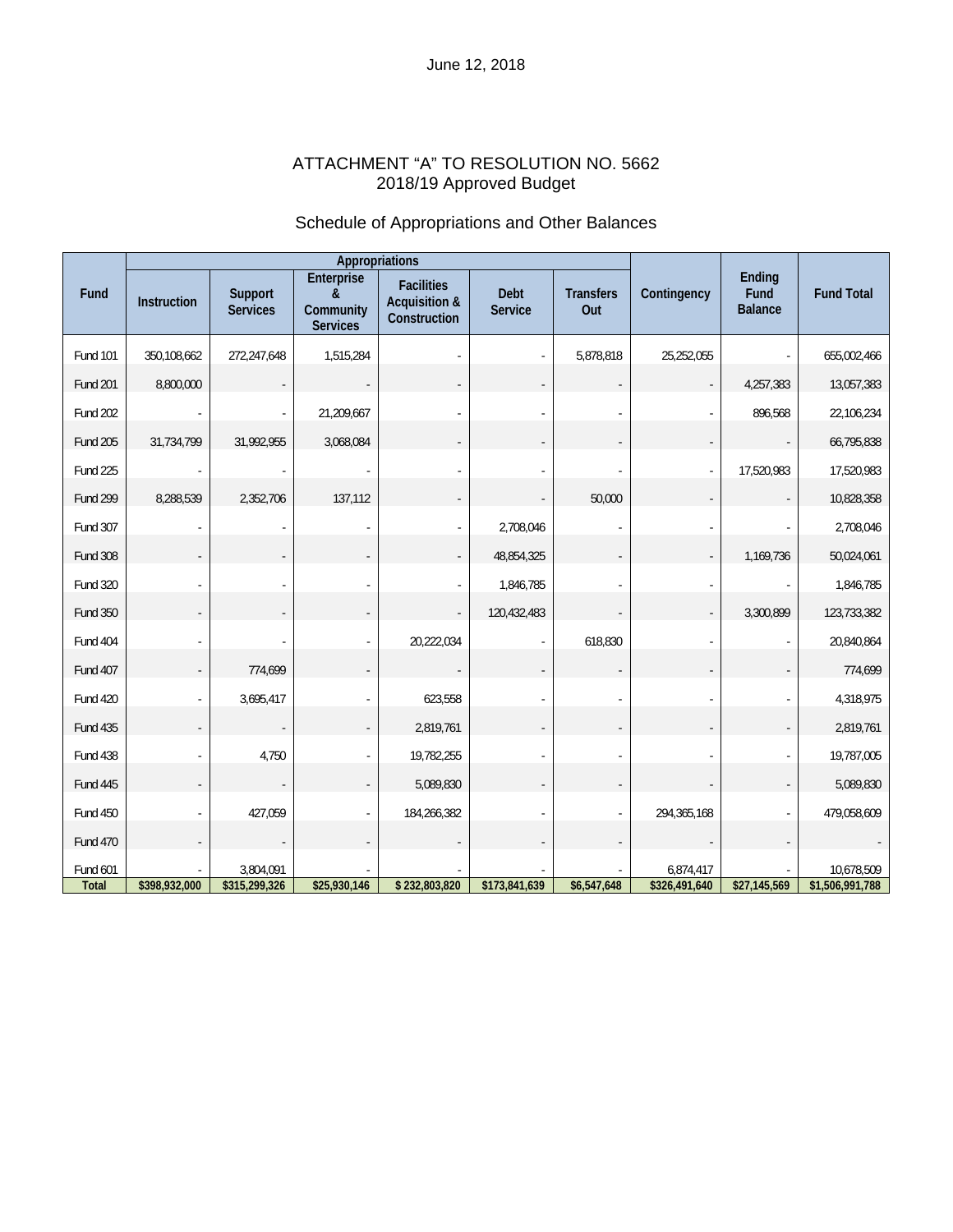June 12, 2018

# ATTACHMENT "A" TO RESOLUTION NO. 5662
## 2018/19 Approved Budget

### Schedule of Appropriations and Other Balances

| Fund | Appropriations | | | | | | Contingency | Ending Fund Balance | Fund Total |
|---|---|---|---|---|---|---|---|---|---|
| | Instruction | Support Services | Enterprise & Community Services | Facilities Acquisition & Construction | Debt Service | Transfers Out | | | |
| Fund 101 | 350,108,662 | 272,247,648 | 1,515,284 | - | - | 5,878,818 | 25,252,055 | - | 655,002,466 |
| Fund 201 | 8,800,000 | - | - | - | - | - | - | 4,257,383 | 13,057,383 |
| Fund 202 | - | - | 21,209,667 | - | - | - | - | 896,568 | 22,106,234 |
| Fund 205 | 31,734,799 | 31,992,955 | 3,068,084 | - | - | - | - | - | 66,795,838 |
| Fund 225 | - | - | - | - | - | - | - | 17,520,983 | 17,520,983 |
| Fund 299 | 8,288,539 | 2,352,706 | 137,112 | - | - | 50,000 | - | - | 10,828,358 |
| Fund 307 | - | - | - | - | 2,708,046 | - | - | - | 2,708,046 |
| Fund 308 | - | - | - | - | 48,854,325 | - | - | 1,169,736 | 50,024,061 |
| Fund 320 | - | - | - | - | 1,846,785 | - | - | - | 1,846,785 |
| Fund 350 | - | - | - | - | 120,432,483 | - | - | 3,300,899 | 123,733,382 |
| Fund 404 | - | - | - | 20,222,034 | - | 618,830 | - | - | 20,840,864 |
| Fund 407 | - | 774,699 | - | - | - | - | - | - | 774,699 |
| Fund 420 | - | 3,695,417 | - | 623,558 | - | - | - | - | 4,318,975 |
| Fund 435 | - | - | - | 2,819,761 | - | - | - | - | 2,819,761 |
| Fund 438 | - | 4,750 | - | 19,782,255 | - | - | - | - | 19,787,005 |
| Fund 445 | - | - | - | 5,089,830 | - | - | - | - | 5,089,830 |
| Fund 450 | - | 427,059 | - | 184,266,382 | - | - | 294,365,168 | - | 479,058,609 |
| Fund 470 | - | - | - | - | - | - | - | - | - |
| Fund 601 | - | 3,804,091 | - | - | - | - | 6,874,417 | - | 10,678,509 |
| **Total** | **$398,932,000** | **$315,299,326** | **$25,930,146** | **$ 232,803,820** | **$173,841,639** | **$6,547,648** | **$326,491,640** | **$27,145,569** | **$1,506,991,788** |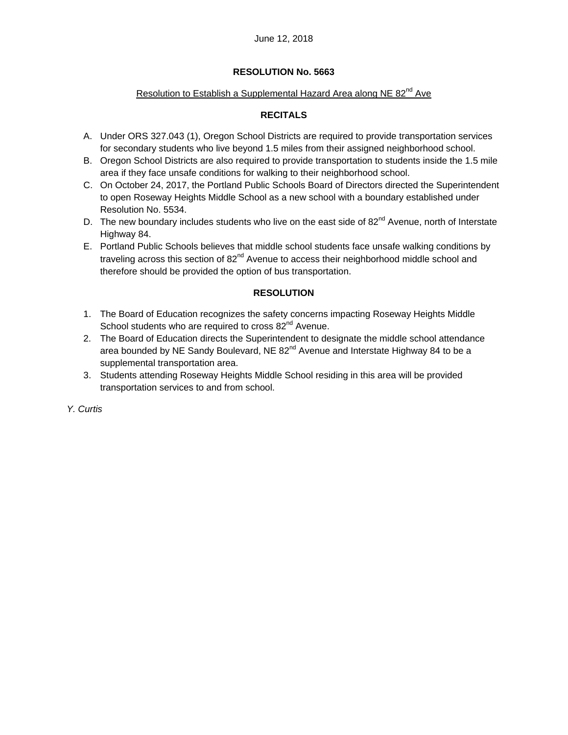June 12, 2018

**RESOLUTION No. 5663**

Resolution to Establish a Supplemental Hazard Area along NE 82nd Ave

**RECITALS**

A. Under ORS 327.043 (1), Oregon School Districts are required to provide transportation services for secondary students who live beyond 1.5 miles from their assigned neighborhood school.
B. Oregon School Districts are also required to provide transportation to students inside the 1.5 mile area if they face unsafe conditions for walking to their neighborhood school.
C. On October 24, 2017, the Portland Public Schools Board of Directors directed the Superintendent to open Roseway Heights Middle School as a new school with a boundary established under Resolution No. 5534.
D. The new boundary includes students who live on the east side of 82nd Avenue, north of Interstate Highway 84.
E. Portland Public Schools believes that middle school students face unsafe walking conditions by traveling across this section of 82nd Avenue to access their neighborhood middle school and therefore should be provided the option of bus transportation.

**RESOLUTION**

1. The Board of Education recognizes the safety concerns impacting Roseway Heights Middle School students who are required to cross 82nd Avenue.
2. The Board of Education directs the Superintendent to designate the middle school attendance area bounded by NE Sandy Boulevard, NE 82nd Avenue and Interstate Highway 84 to be a supplemental transportation area.
3. Students attending Roseway Heights Middle School residing in this area will be provided transportation services to and from school.

*Y. Curtis*